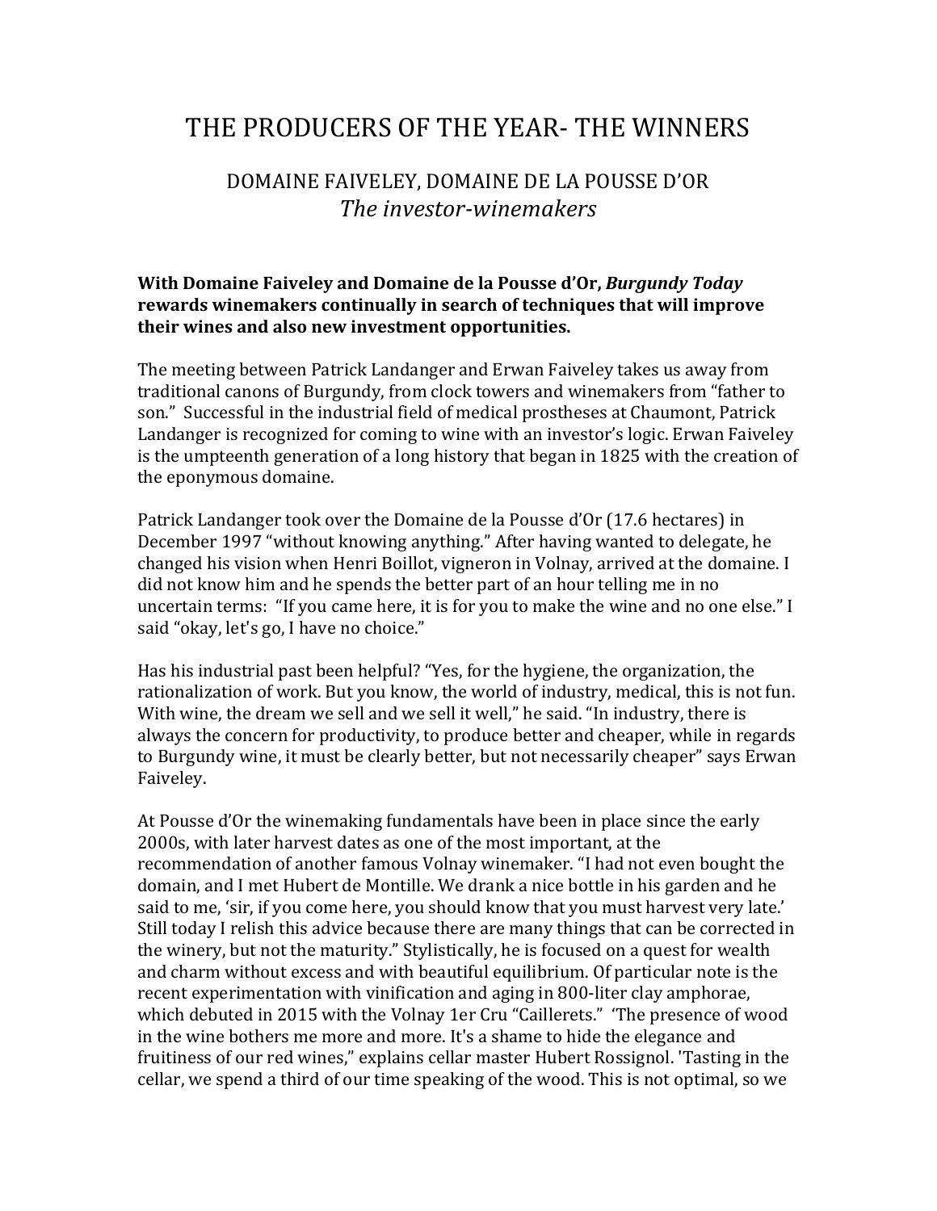# THE PRODUCERS OF THE YEAR- THE WINNERS

## DOMAINE FAIVELEY, DOMAINE DE LA POUSSE D'OR
## *The investor-winemakers*

**With Domaine Faiveley and Domaine de la Pousse d'Or, *Burgundy Today* rewards winemakers continually in search of techniques that will improve their wines and also new investment opportunities.**

The meeting between Patrick Landanger and Erwan Faiveley takes us away from traditional canons of Burgundy, from clock towers and winemakers from "father to son." Successful in the industrial field of medical prostheses at Chaumont, Patrick Landanger is recognized for coming to wine with an investor's logic. Erwan Faiveley is the umpteenth generation of a long history that began in 1825 with the creation of the eponymous domaine.

Patrick Landanger took over the Domaine de la Pousse d'Or (17.6 hectares) in December 1997 "without knowing anything." After having wanted to delegate, he changed his vision when Henri Boillot, vigneron in Volnay, arrived at the domaine. I did not know him and he spends the better part of an hour telling me in no uncertain terms: "If you came here, it is for you to make the wine and no one else." I said "okay, let's go, I have no choice."

Has his industrial past been helpful? "Yes, for the hygiene, the organization, the rationalization of work. But you know, the world of industry, medical, this is not fun. With wine, the dream we sell and we sell it well," he said. "In industry, there is always the concern for productivity, to produce better and cheaper, while in regards to Burgundy wine, it must be clearly better, but not necessarily cheaper" says Erwan Faiveley.

At Pousse d'Or the winemaking fundamentals have been in place since the early 2000s, with later harvest dates as one of the most important, at the recommendation of another famous Volnay winemaker. "I had not even bought the domain, and I met Hubert de Montille. We drank a nice bottle in his garden and he said to me, 'sir, if you come here, you should know that you must harvest very late.' Still today I relish this advice because there are many things that can be corrected in the winery, but not the maturity." Stylistically, he is focused on a quest for wealth and charm without excess and with beautiful equilibrium. Of particular note is the recent experimentation with vinification and aging in 800-liter clay amphorae, which debuted in 2015 with the Volnay 1er Cru "Caillerets." 'The presence of wood in the wine bothers me more and more. It's a shame to hide the elegance and fruitiness of our red wines," explains cellar master Hubert Rossignol. 'Tasting in the cellar, we spend a third of our time speaking of the wood. This is not optimal, so we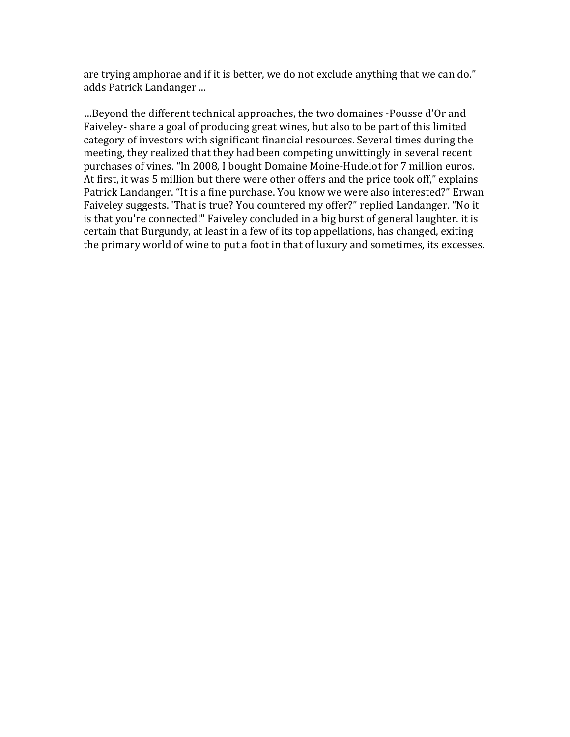are trying amphorae and if it is better, we do not exclude anything that we can do." adds Patrick Landanger ...

…Beyond the different technical approaches, the two domaines -Pousse d'Or and Faiveley- share a goal of producing great wines, but also to be part of this limited category of investors with significant financial resources. Several times during the meeting, they realized that they had been competing unwittingly in several recent purchases of vines. "In 2008, I bought Domaine Moine-Hudelot for 7 million euros. At first, it was 5 million but there were other offers and the price took off," explains Patrick Landanger. "It is a fine purchase. You know we were also interested?" Erwan Faiveley suggests. 'That is true? You countered my offer?" replied Landanger. "No it is that you're connected!" Faiveley concluded in a big burst of general laughter. it is certain that Burgundy, at least in a few of its top appellations, has changed, exiting the primary world of wine to put a foot in that of luxury and sometimes, its excesses.